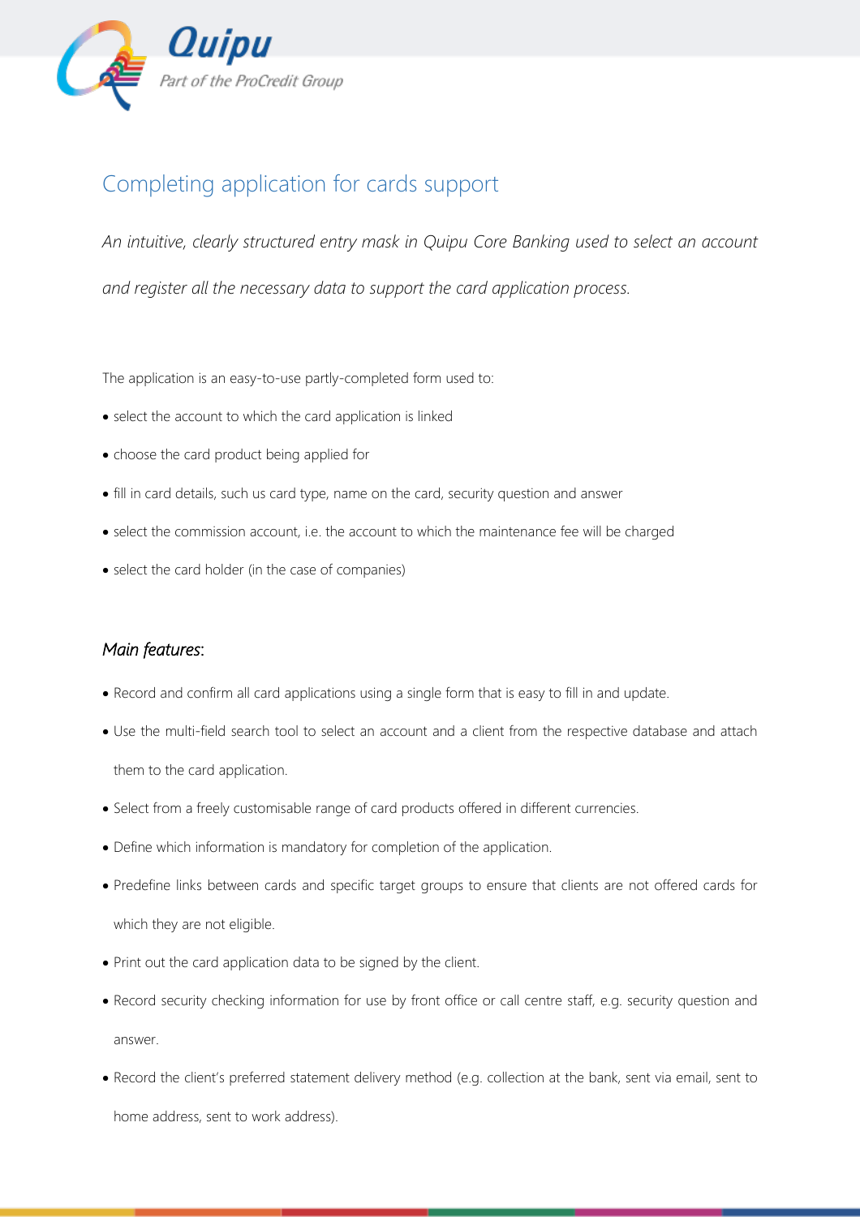# Completing application for cards support

*An intuitive, clearly structured entry mask in Quipu Core Banking used to select an account and register all the necessary data to support the card application process.*

The application is an easy-to-use partly-completed form used to:

- select the account to which the card application is linked
- choose the card product being applied for
- fill in card details, such us card type, name on the card, security question and answer
- select the commission account, i.e. the account to which the maintenance fee will be charged
- select the card holder (in the case of companies)

## *Main features*:

- Record and confirm all card applications using a single form that is easy to fill in and update.
- Use the multi-field search tool to select an account and a client from the respective database and attach them to the card application.
- Select from a freely customisable range of card products offered in different currencies.
- Define which information is mandatory for completion of the application.
- Predefine links between cards and specific target groups to ensure that clients are not offered cards for which they are not eligible.
- Print out the card application data to be signed by the client.
- Record security checking information for use by front office or call centre staff, e.g. security question and answer.
- Record the client's preferred statement delivery method (e.g. collection at the bank, sent via email, sent to home address, sent to work address).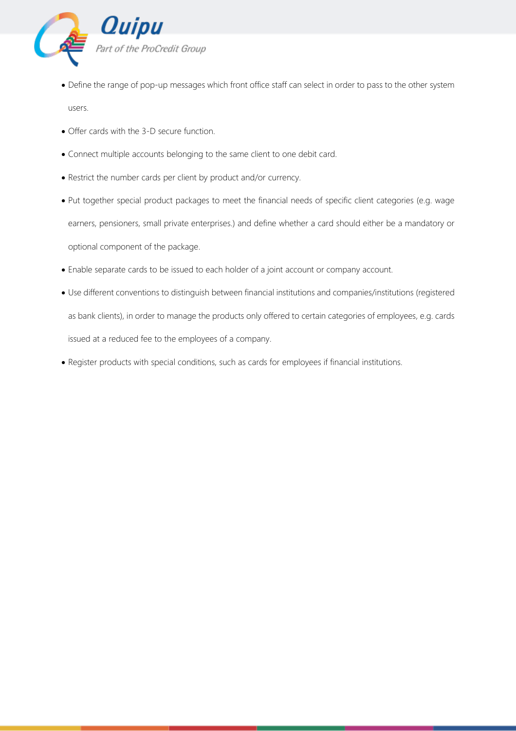- Define the range of pop-up messages which front office staff can select in order to pass to the other system users.
- Offer cards with the 3-D secure function.
- Connect multiple accounts belonging to the same client to one debit card.
- Restrict the number cards per client by product and/or currency.
- Put together special product packages to meet the financial needs of specific client categories (e.g. wage earners, pensioners, small private enterprises.) and define whether a card should either be a mandatory or optional component of the package.
- Enable separate cards to be issued to each holder of a joint account or company account.
- Use different conventions to distinguish between financial institutions and companies/institutions (registered as bank clients), in order to manage the products only offered to certain categories of employees, e.g. cards issued at a reduced fee to the employees of a company.
- Register products with special conditions, such as cards for employees if financial institutions.